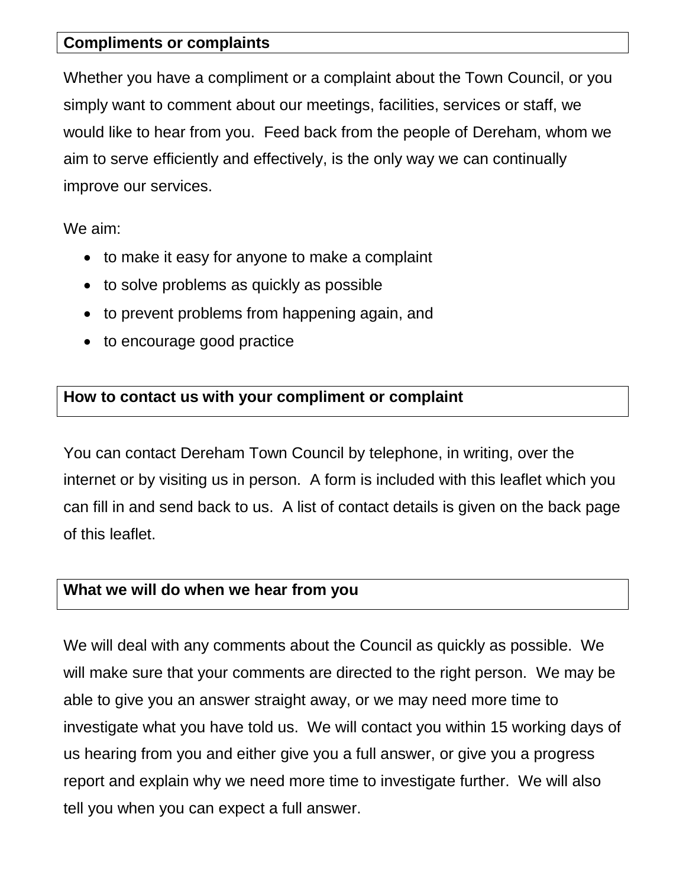## Compliments or complaints

Whether you have a compliment or a complaint about the Town Council, or you simply want to comment about our meetings, facilities, services or staff, we would like to hear from you. Feed back from the people of Dereham, whom we aim to serve efficiently and effectively, is the only way we can continually improve our services.

We aim:

- to make it easy for anyone to make a complaint
- to solve problems as quickly as possible
- to prevent problems from happening again, and
- to encourage good practice

## How to contact us with your compliment or complaint

You can contact Dereham Town Council by telephone, in writing, over the internet or by visiting us in person. A form is included with this leaflet which you can fill in and send back to us. A list of contact details is given on the back page of this leaflet.

## What we will do when we hear from you

We will deal with any comments about the Council as quickly as possible. We will make sure that your comments are directed to the right person. We may be able to give you an answer straight away, or we may need more time to investigate what you have told us. We will contact you within 15 working days of us hearing from you and either give you a full answer, or give you a progress report and explain why we need more time to investigate further. We will also tell you when you can expect a full answer.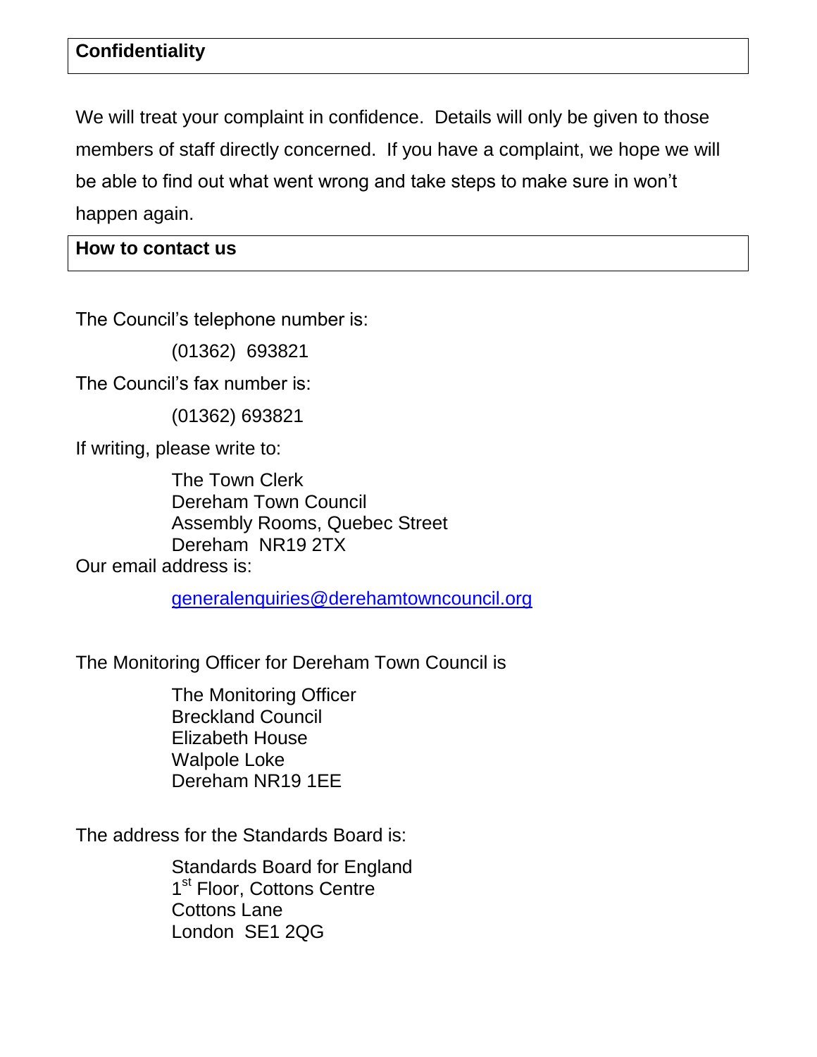## Confidentiality

We will treat your complaint in confidence. Details will only be given to those members of staff directly concerned. If you have a complaint, we hope we will be able to find out what went wrong and take steps to make sure in won't happen again.

## How to contact us

The Council's telephone number is:

(01362) 693821

The Council's fax number is:

(01362) 693821

If writing, please write to:

The Town Clerk
Dereham Town Council
Assembly Rooms, Quebec Street
Dereham NR19 2TX

Our email address is:

generalenquiries@derehamtowncouncil.org

The Monitoring Officer for Dereham Town Council is

The Monitoring Officer
Breckland Council
Elizabeth House
Walpole Loke
Dereham NR19 1EE

The address for the Standards Board is:

Standards Board for England
1st Floor, Cottons Centre
Cottons Lane
London SE1 2QG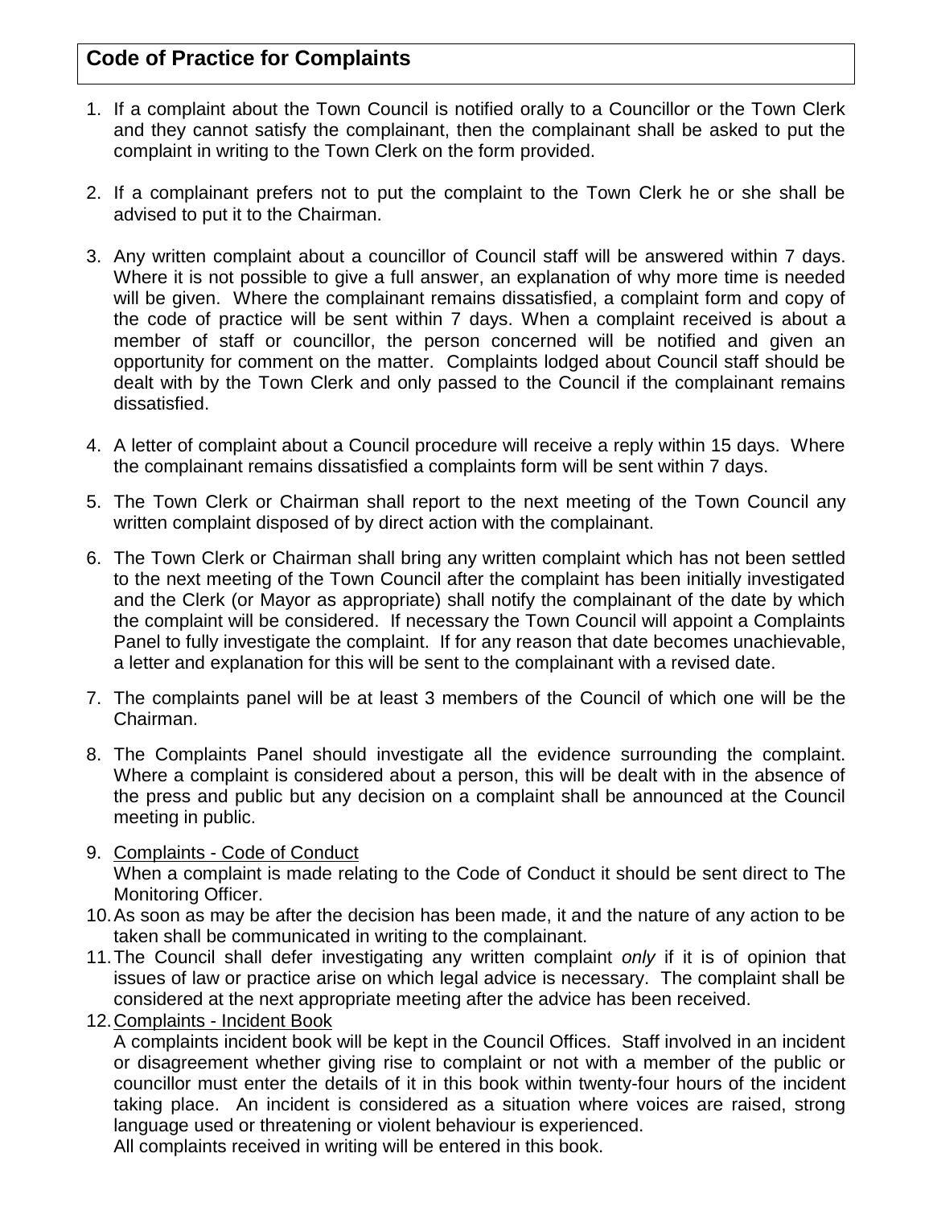## Code of Practice for Complaints

1. If a complaint about the Town Council is notified orally to a Councillor or the Town Clerk and they cannot satisfy the complainant, then the complainant shall be asked to put the complaint in writing to the Town Clerk on the form provided.

2. If a complainant prefers not to put the complaint to the Town Clerk he or she shall be advised to put it to the Chairman.

3. Any written complaint about a councillor of Council staff will be answered within 7 days. Where it is not possible to give a full answer, an explanation of why more time is needed will be given. Where the complainant remains dissatisfied, a complaint form and copy of the code of practice will be sent within 7 days. When a complaint received is about a member of staff or councillor, the person concerned will be notified and given an opportunity for comment on the matter. Complaints lodged about Council staff should be dealt with by the Town Clerk and only passed to the Council if the complainant remains dissatisfied.

4. A letter of complaint about a Council procedure will receive a reply within 15 days. Where the complainant remains dissatisfied a complaints form will be sent within 7 days.

5. The Town Clerk or Chairman shall report to the next meeting of the Town Council any written complaint disposed of by direct action with the complainant.

6. The Town Clerk or Chairman shall bring any written complaint which has not been settled to the next meeting of the Town Council after the complaint has been initially investigated and the Clerk (or Mayor as appropriate) shall notify the complainant of the date by which the complaint will be considered. If necessary the Town Council will appoint a Complaints Panel to fully investigate the complaint. If for any reason that date becomes unachievable, a letter and explanation for this will be sent to the complainant with a revised date.

7. The complaints panel will be at least 3 members of the Council of which one will be the Chairman.

8. The Complaints Panel should investigate all the evidence surrounding the complaint. Where a complaint is considered about a person, this will be dealt with in the absence of the press and public but any decision on a complaint shall be announced at the Council meeting in public.

9. <u>Complaints - Code of Conduct</u>
   When a complaint is made relating to the Code of Conduct it should be sent direct to The Monitoring Officer.
10. As soon as may be after the decision has been made, it and the nature of any action to be taken shall be communicated in writing to the complainant.
11. The Council shall defer investigating any written complaint *only* if it is of opinion that issues of law or practice arise on which legal advice is necessary. The complaint shall be considered at the next appropriate meeting after the advice has been received.
12. <u>Complaints - Incident Book</u>
    A complaints incident book will be kept in the Council Offices. Staff involved in an incident or disagreement whether giving rise to complaint or not with a member of the public or councillor must enter the details of it in this book within twenty-four hours of the incident taking place. An incident is considered as a situation where voices are raised, strong language used or threatening or violent behaviour is experienced.
    All complaints received in writing will be entered in this book.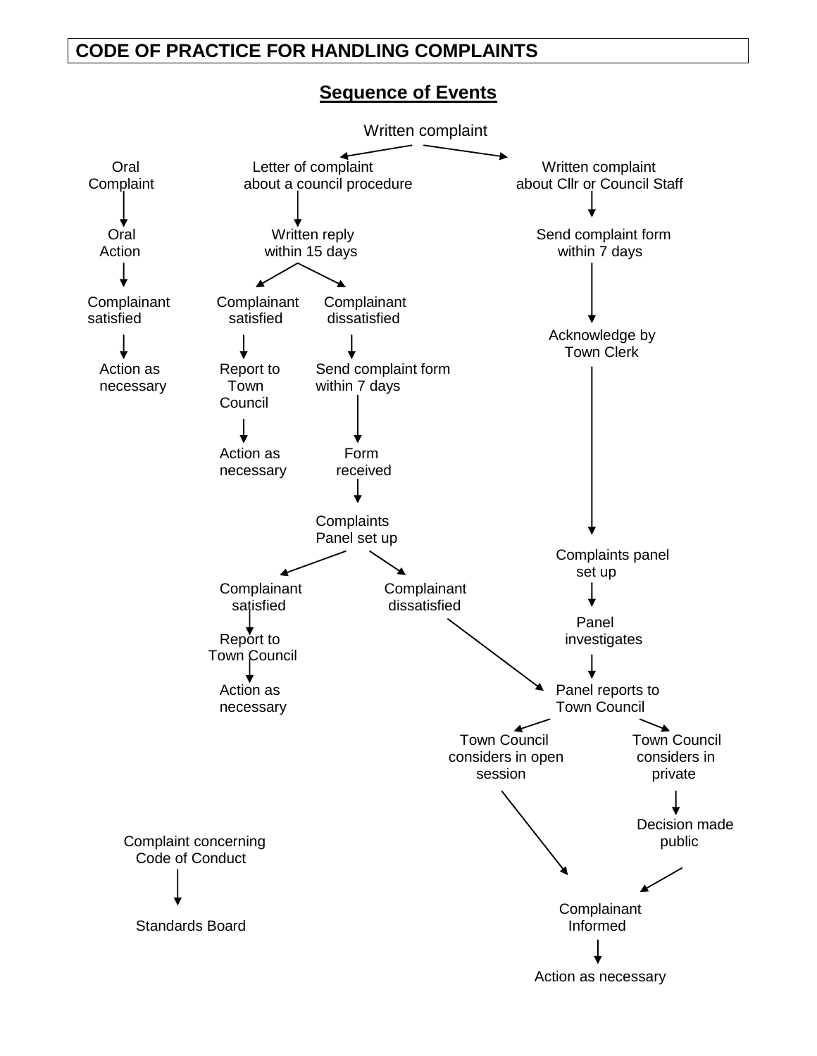# CODE OF PRACTICE FOR HANDLING COMPLAINTS

## Sequence of Events

Written complaint

- Letter of complaint about a council procedure
  - Written reply within 15 days
    - Complainant satisfied → Report to Town Council → Action as necessary
    - Complainant dissatisfied → Send complaint form within 7 days → Form received → Complaints Panel set up
      - Complainant satisfied → Report to Town Council → Action as necessary
      - Complainant dissatisfied → Panel reports to Town Council
- Written complaint about Cllr or Council Staff
  - Send complaint form within 7 days → Acknowledge by Town Clerk → Complaints panel set up → Panel investigates → Panel reports to Town Council
    - Town Council considers in open session → Complainant Informed
    - Town Council considers in private → Decision made public → Complainant Informed
  - Complainant Informed → Action as necessary

Oral Complaint → Oral Action → Complainant satisfied → Action as necessary

Complaint concerning Code of Conduct → Standards Board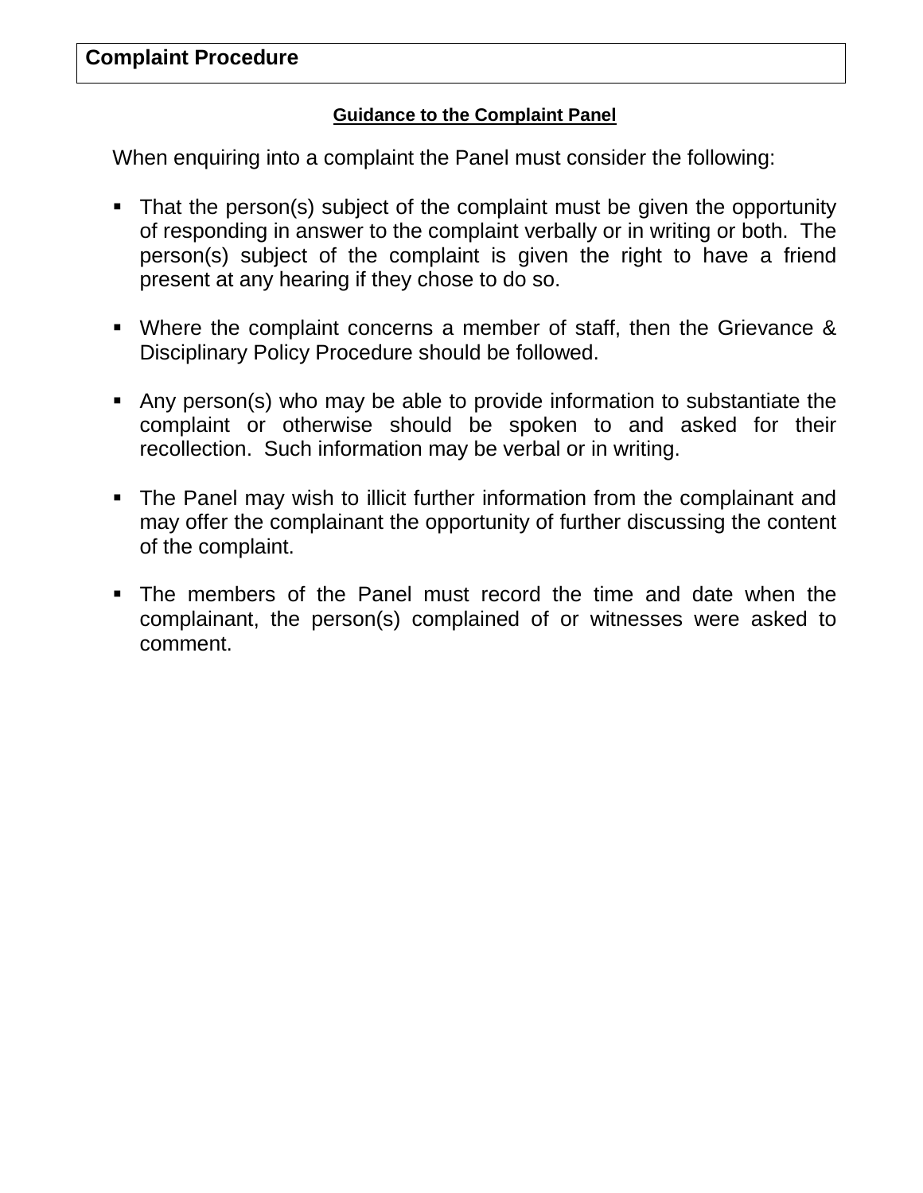**Complaint Procedure**

## Guidance to the Complaint Panel

When enquiring into a complaint the Panel must consider the following:

- That the person(s) subject of the complaint must be given the opportunity of responding in answer to the complaint verbally or in writing or both. The person(s) subject of the complaint is given the right to have a friend present at any hearing if they chose to do so.
- Where the complaint concerns a member of staff, then the Grievance & Disciplinary Policy Procedure should be followed.
- Any person(s) who may be able to provide information to substantiate the complaint or otherwise should be spoken to and asked for their recollection. Such information may be verbal or in writing.
- The Panel may wish to illicit further information from the complainant and may offer the complainant the opportunity of further discussing the content of the complaint.
- The members of the Panel must record the time and date when the complainant, the person(s) complained of or witnesses were asked to comment.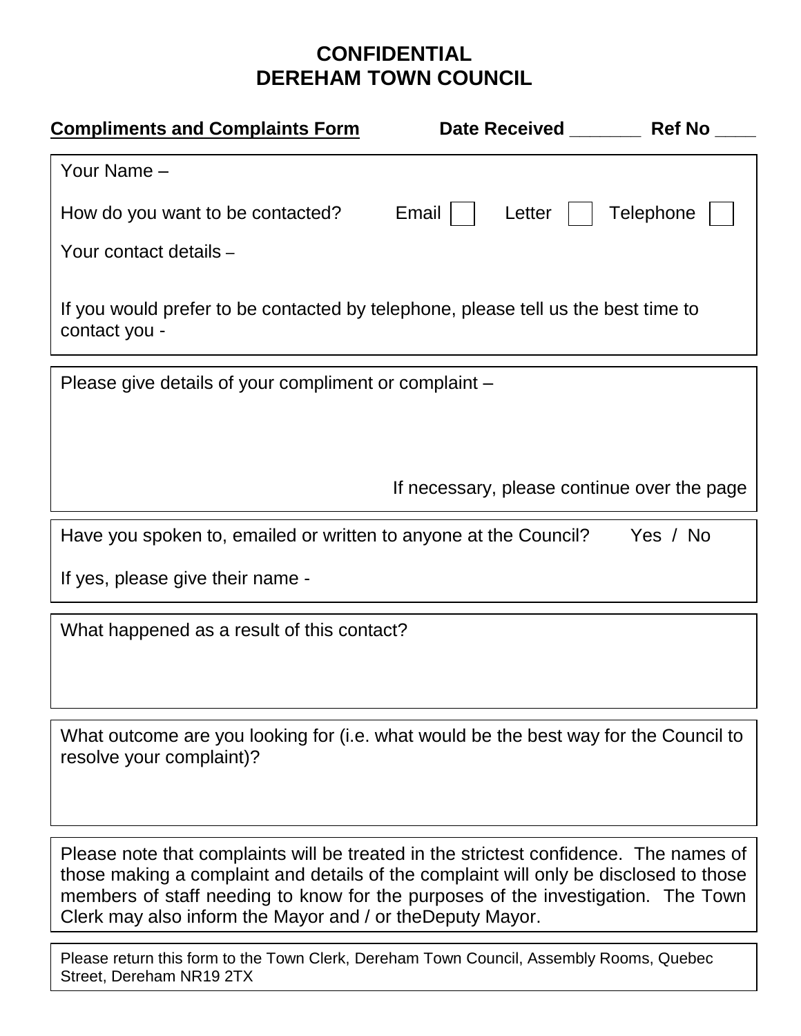**CONFIDENTIAL**
**DEREHAM TOWN COUNCIL**

**Compliments and Complaints Form** **Date Received _______ Ref No ____**

Your Name –

How do you want to be contacted? Email ☐ Letter ☐ Telephone ☐

Your contact details –

If you would prefer to be contacted by telephone, please tell us the best time to contact you -

Please give details of your compliment or complaint –

If necessary, please continue over the page

Have you spoken to, emailed or written to anyone at the Council? Yes / No

If yes, please give their name -

What happened as a result of this contact?

What outcome are you looking for (i.e. what would be the best way for the Council to resolve your complaint)?

Please note that complaints will be treated in the strictest confidence. The names of those making a complaint and details of the complaint will only be disclosed to those members of staff needing to know for the purposes of the investigation. The Town Clerk may also inform the Mayor and / or theDeputy Mayor.

Please return this form to the Town Clerk, Dereham Town Council, Assembly Rooms, Quebec Street, Dereham NR19 2TX